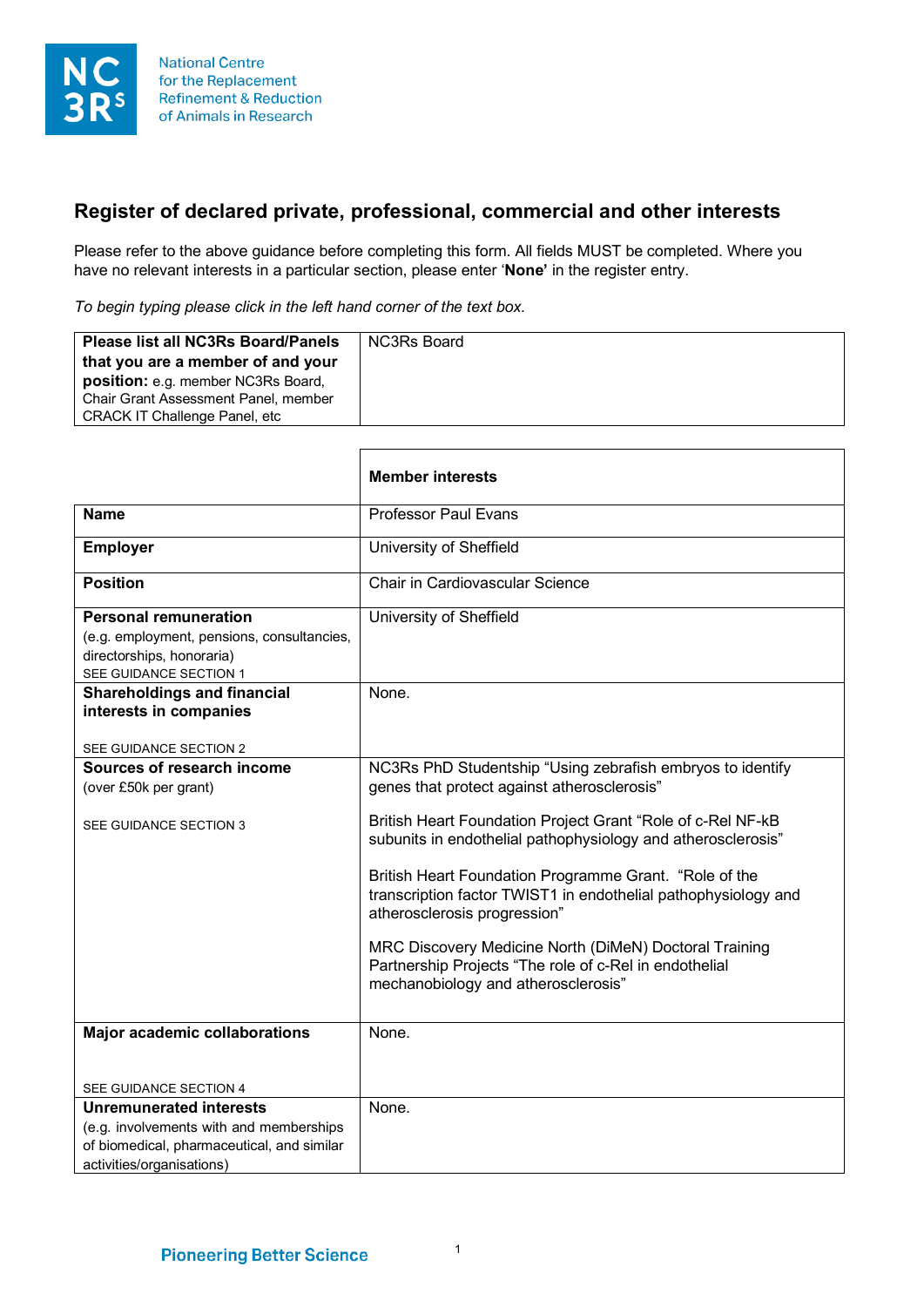National Centre for the Replacement Refinement & Reduction of Animals in Research

## Register of declared private, professional, commercial and other interests

Please refer to the above guidance before completing this form. All fields MUST be completed. Where you have no relevant interests in a particular section, please enter '**None**' in the register entry.

*To begin typing please click in the left hand corner of the text box.*

| **Please list all NC3Rs Board/Panels that you are a member of and your position:** e.g. member NC3Rs Board, Chair Grant Assessment Panel, member CRACK IT Challenge Panel, etc | NC3Rs Board |
|---|---|

| | **Member interests** |
|---|---|
| **Name** | Professor Paul Evans |
| **Employer** | University of Sheffield |
| **Position** | Chair in Cardiovascular Science |
| **Personal remuneration** (e.g. employment, pensions, consultancies, directorships, honoraria) SEE GUIDANCE SECTION 1 | University of Sheffield |
| **Shareholdings and financial interests in companies** SEE GUIDANCE SECTION 2 | None. |
| **Sources of research income** (over £50k per grant) SEE GUIDANCE SECTION 3 | NC3Rs PhD Studentship "Using zebrafish embryos to identify genes that protect against atherosclerosis"<br><br>British Heart Foundation Project Grant "Role of c-Rel NF-kB subunits in endothelial pathophysiology and atherosclerosis"<br><br>British Heart Foundation Programme Grant. "Role of the transcription factor TWIST1 in endothelial pathophysiology and atherosclerosis progression"<br><br>MRC Discovery Medicine North (DiMeN) Doctoral Training Partnership Projects "The role of c-Rel in endothelial mechanobiology and atherosclerosis" |
| **Major academic collaborations** SEE GUIDANCE SECTION 4 | None. |
| **Unremunerated interests** (e.g. involvements with and memberships of biomedical, pharmaceutical, and similar activities/organisations) | None. |

Pioneering Better Science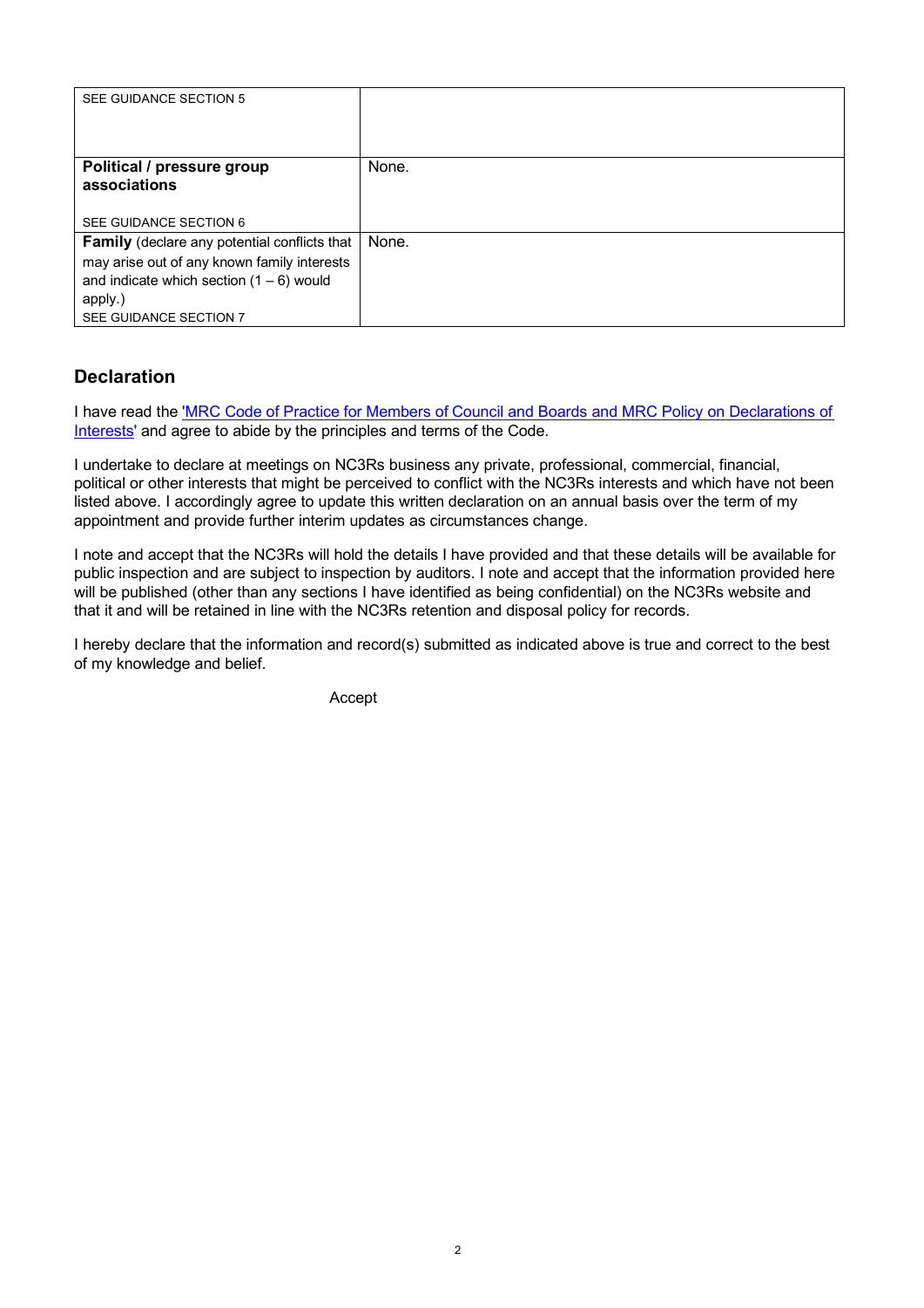| | |
|---|---|
| SEE GUIDANCE SECTION 5 | |
| **Political / pressure group associations**<br><br>SEE GUIDANCE SECTION 6 | None. |
| **Family** (declare any potential conflicts that may arise out of any known family interests and indicate which section (1 – 6) would apply.)<br>SEE GUIDANCE SECTION 7 | None. |

## Declaration

I have read the ['MRC Code of Practice for Members of Council and Boards and MRC Policy on Declarations of Interests'] and agree to abide by the principles and terms of the Code.

I undertake to declare at meetings on NC3Rs business any private, professional, commercial, financial, political or other interests that might be perceived to conflict with the NC3Rs interests and which have not been listed above. I accordingly agree to update this written declaration on an annual basis over the term of my appointment and provide further interim updates as circumstances change.

I note and accept that the NC3Rs will hold the details I have provided and that these details will be available for public inspection and are subject to inspection by auditors. I note and accept that the information provided here will be published (other than any sections I have identified as being confidential) on the NC3Rs website and that it and will be retained in line with the NC3Rs retention and disposal policy for records.

I hereby declare that the information and record(s) submitted as indicated above is true and correct to the best of my knowledge and belief.

Accept